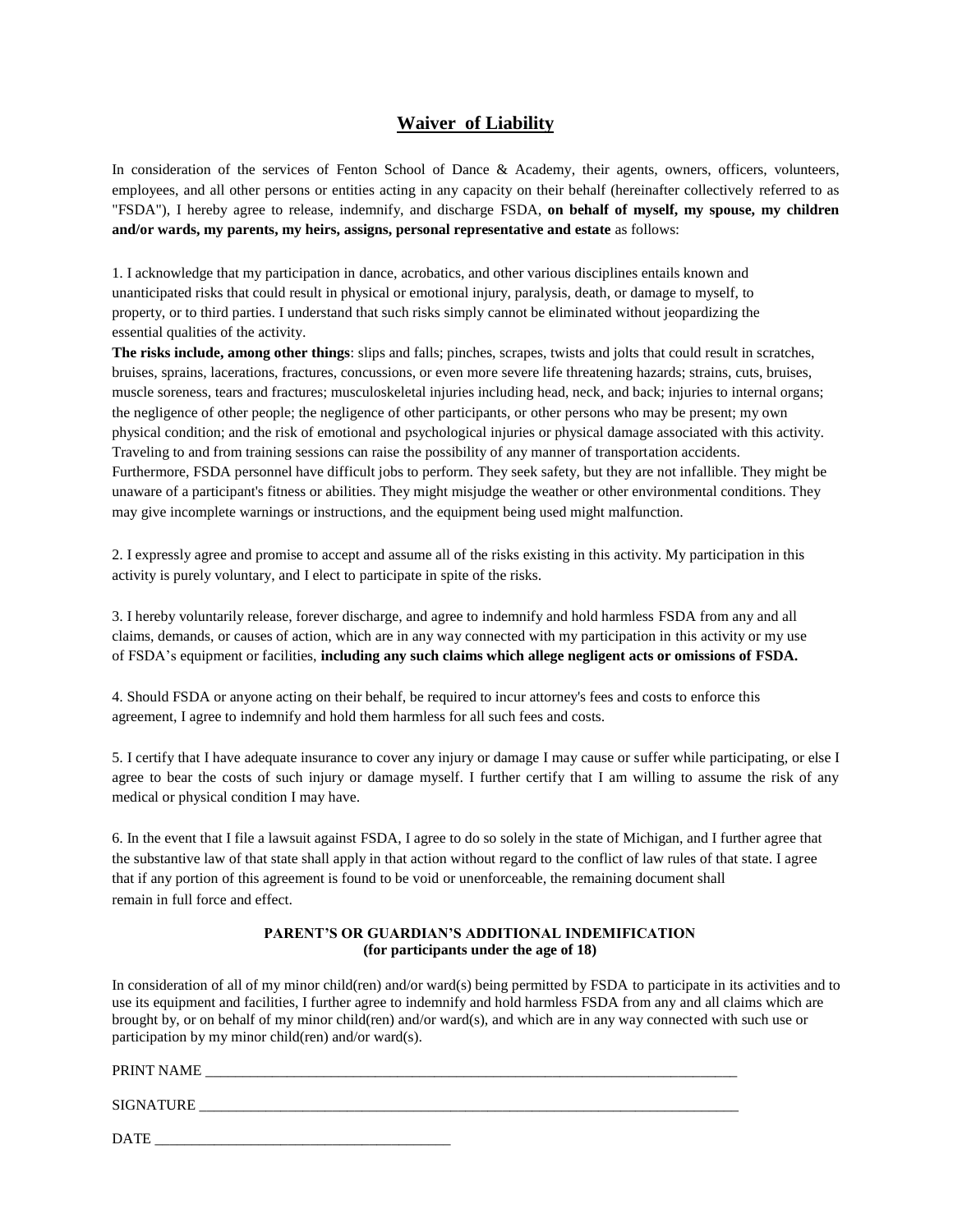# Waiver of Liability

In consideration of the services of Fenton School of Dance & Academy, their agents, owners, officers, volunteers, employees, and all other persons or entities acting in any capacity on their behalf (hereinafter collectively referred to as "FSDA"), I hereby agree to release, indemnify, and discharge FSDA, **on behalf of myself, my spouse, my children and/or wards, my parents, my heirs, assigns, personal representative and estate** as follows:

1. I acknowledge that my participation in dance, acrobatics, and other various disciplines entails known and unanticipated risks that could result in physical or emotional injury, paralysis, death, or damage to myself, to property, or to third parties. I understand that such risks simply cannot be eliminated without jeopardizing the essential qualities of the activity.

**The risks include, among other things**: slips and falls; pinches, scrapes, twists and jolts that could result in scratches, bruises, sprains, lacerations, fractures, concussions, or even more severe life threatening hazards; strains, cuts, bruises, muscle soreness, tears and fractures; musculoskeletal injuries including head, neck, and back; injuries to internal organs; the negligence of other people; the negligence of other participants, or other persons who may be present; my own physical condition; and the risk of emotional and psychological injuries or physical damage associated with this activity. Traveling to and from training sessions can raise the possibility of any manner of transportation accidents. Furthermore, FSDA personnel have difficult jobs to perform. They seek safety, but they are not infallible. They might be unaware of a participant's fitness or abilities. They might misjudge the weather or other environmental conditions. They may give incomplete warnings or instructions, and the equipment being used might malfunction.

2. I expressly agree and promise to accept and assume all of the risks existing in this activity. My participation in this activity is purely voluntary, and I elect to participate in spite of the risks.

3. I hereby voluntarily release, forever discharge, and agree to indemnify and hold harmless FSDA from any and all claims, demands, or causes of action, which are in any way connected with my participation in this activity or my use of FSDA's equipment or facilities, **including any such claims which allege negligent acts or omissions of FSDA.**

4. Should FSDA or anyone acting on their behalf, be required to incur attorney's fees and costs to enforce this agreement, I agree to indemnify and hold them harmless for all such fees and costs.

5. I certify that I have adequate insurance to cover any injury or damage I may cause or suffer while participating, or else I agree to bear the costs of such injury or damage myself. I further certify that I am willing to assume the risk of any medical or physical condition I may have.

6. In the event that I file a lawsuit against FSDA, I agree to do so solely in the state of Michigan, and I further agree that the substantive law of that state shall apply in that action without regard to the conflict of law rules of that state. I agree that if any portion of this agreement is found to be void or unenforceable, the remaining document shall remain in full force and effect.

**PARENT'S OR GUARDIAN'S ADDITIONAL INDEMIFICATION**
**(for participants under the age of 18)**

In consideration of all of my minor child(ren) and/or ward(s) being permitted by FSDA to participate in its activities and to use its equipment and facilities, I further agree to indemnify and hold harmless FSDA from any and all claims which are brought by, or on behalf of my minor child(ren) and/or ward(s), and which are in any way connected with such use or participation by my minor child(ren) and/or ward(s).

PRINT NAME ___________________________________________________________________________

SIGNATURE ____________________________________________________________________________

DATE ________________________________________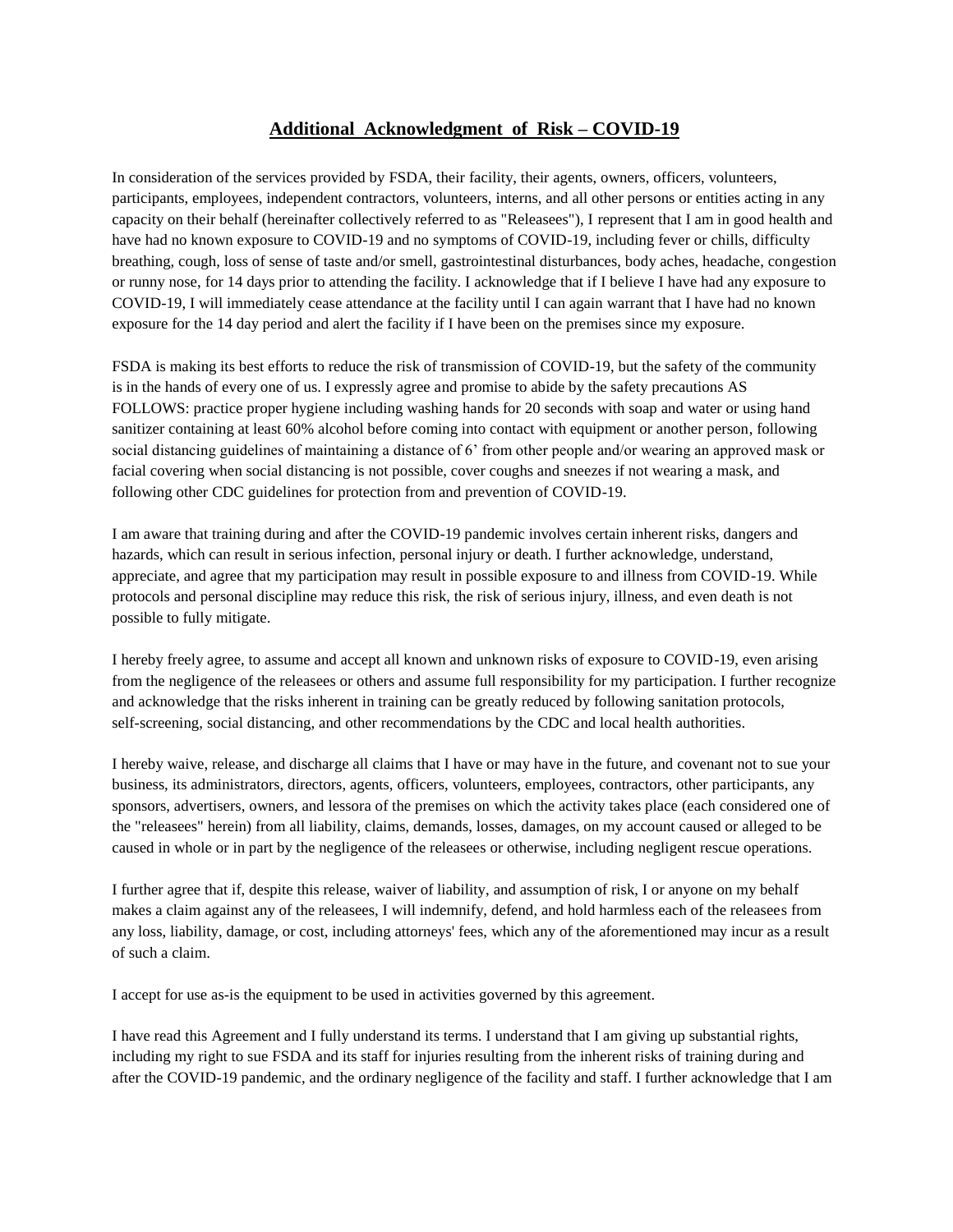## Additional Acknowledgment of Risk – COVID-19

In consideration of the services provided by FSDA, their facility, their agents, owners, officers, volunteers, participants, employees, independent contractors, volunteers, interns, and all other persons or entities acting in any capacity on their behalf (hereinafter collectively referred to as "Releasees"), I represent that I am in good health and have had no known exposure to COVID-19 and no symptoms of COVID-19, including fever or chills, difficulty breathing, cough, loss of sense of taste and/or smell, gastrointestinal disturbances, body aches, headache, congestion or runny nose, for 14 days prior to attending the facility. I acknowledge that if I believe I have had any exposure to COVID-19, I will immediately cease attendance at the facility until I can again warrant that I have had no known exposure for the 14 day period and alert the facility if I have been on the premises since my exposure.

FSDA is making its best efforts to reduce the risk of transmission of COVID-19, but the safety of the community is in the hands of every one of us. I expressly agree and promise to abide by the safety precautions AS FOLLOWS: practice proper hygiene including washing hands for 20 seconds with soap and water or using hand sanitizer containing at least 60% alcohol before coming into contact with equipment or another person, following social distancing guidelines of maintaining a distance of 6' from other people and/or wearing an approved mask or facial covering when social distancing is not possible, cover coughs and sneezes if not wearing a mask, and following other CDC guidelines for protection from and prevention of COVID-19.

I am aware that training during and after the COVID-19 pandemic involves certain inherent risks, dangers and hazards, which can result in serious infection, personal injury or death. I further acknowledge, understand, appreciate, and agree that my participation may result in possible exposure to and illness from COVID-19. While protocols and personal discipline may reduce this risk, the risk of serious injury, illness, and even death is not possible to fully mitigate.

I hereby freely agree, to assume and accept all known and unknown risks of exposure to COVID-19, even arising from the negligence of the releasees or others and assume full responsibility for my participation. I further recognize and acknowledge that the risks inherent in training can be greatly reduced by following sanitation protocols, self-screening, social distancing, and other recommendations by the CDC and local health authorities.

I hereby waive, release, and discharge all claims that I have or may have in the future, and covenant not to sue your business, its administrators, directors, agents, officers, volunteers, employees, contractors, other participants, any sponsors, advertisers, owners, and lessora of the premises on which the activity takes place (each considered one of the "releasees" herein) from all liability, claims, demands, losses, damages, on my account caused or alleged to be caused in whole or in part by the negligence of the releasees or otherwise, including negligent rescue operations.

I further agree that if, despite this release, waiver of liability, and assumption of risk, I or anyone on my behalf makes a claim against any of the releasees, I will indemnify, defend, and hold harmless each of the releasees from any loss, liability, damage, or cost, including attorneys' fees, which any of the aforementioned may incur as a result of such a claim.

I accept for use as-is the equipment to be used in activities governed by this agreement.

I have read this Agreement and I fully understand its terms. I understand that I am giving up substantial rights, including my right to sue FSDA and its staff for injuries resulting from the inherent risks of training during and after the COVID-19 pandemic, and the ordinary negligence of the facility and staff. I further acknowledge that I am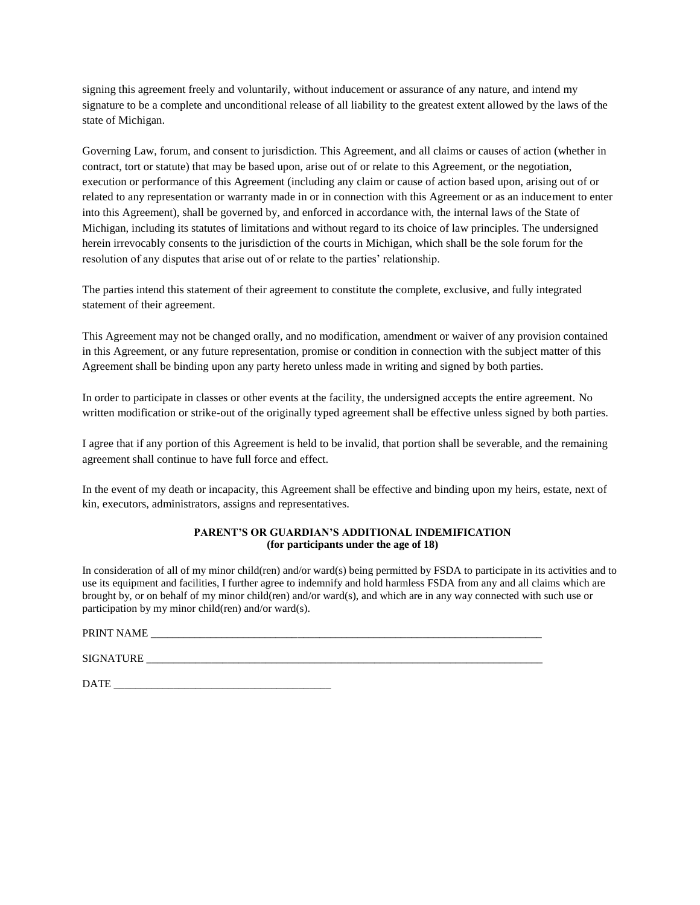signing this agreement freely and voluntarily, without inducement or assurance of any nature, and intend my signature to be a complete and unconditional release of all liability to the greatest extent allowed by the laws of the state of Michigan.

Governing Law, forum, and consent to jurisdiction. This Agreement, and all claims or causes of action (whether in contract, tort or statute) that may be based upon, arise out of or relate to this Agreement, or the negotiation, execution or performance of this Agreement (including any claim or cause of action based upon, arising out of or related to any representation or warranty made in or in connection with this Agreement or as an inducement to enter into this Agreement), shall be governed by, and enforced in accordance with, the internal laws of the State of Michigan, including its statutes of limitations and without regard to its choice of law principles. The undersigned herein irrevocably consents to the jurisdiction of the courts in Michigan, which shall be the sole forum for the resolution of any disputes that arise out of or relate to the parties' relationship.

The parties intend this statement of their agreement to constitute the complete, exclusive, and fully integrated statement of their agreement.

This Agreement may not be changed orally, and no modification, amendment or waiver of any provision contained in this Agreement, or any future representation, promise or condition in connection with the subject matter of this Agreement shall be binding upon any party hereto unless made in writing and signed by both parties.

In order to participate in classes or other events at the facility, the undersigned accepts the entire agreement. No written modification or strike-out of the originally typed agreement shall be effective unless signed by both parties.

I agree that if any portion of this Agreement is held to be invalid, that portion shall be severable, and the remaining agreement shall continue to have full force and effect.

In the event of my death or incapacity, this Agreement shall be effective and binding upon my heirs, estate, next of kin, executors, administrators, assigns and representatives.

**PARENT'S OR GUARDIAN'S ADDITIONAL INDEMIFICATION**
**(for participants under the age of 18)**

In consideration of all of my minor child(ren) and/or ward(s) being permitted by FSDA to participate in its activities and to use its equipment and facilities, I further agree to indemnify and hold harmless FSDA from any and all claims which are brought by, or on behalf of my minor child(ren) and/or ward(s), and which are in any way connected with such use or participation by my minor child(ren) and/or ward(s).

PRINT NAME ___________________________________________________________________________

SIGNATURE ___________________________________________________________________________

DATE ________________________________________